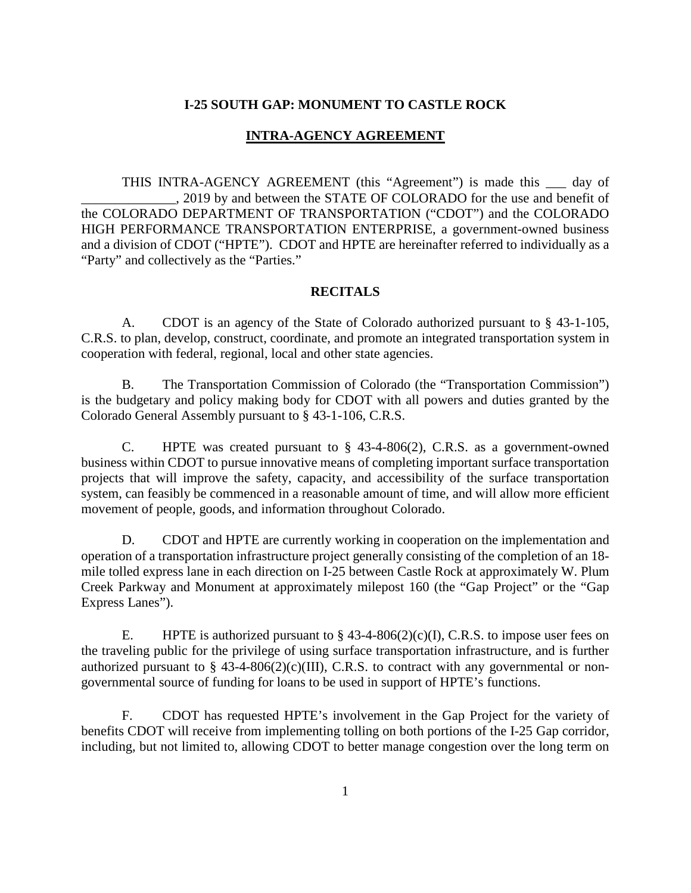**I-25 SOUTH GAP: MONUMENT TO CASTLE ROCK**

**INTRA-AGENCY AGREEMENT**

THIS INTRA-AGENCY AGREEMENT (this "Agreement") is made this ___ day of ______________, 2019 by and between the STATE OF COLORADO for the use and benefit of the COLORADO DEPARTMENT OF TRANSPORTATION ("CDOT") and the COLORADO HIGH PERFORMANCE TRANSPORTATION ENTERPRISE, a government-owned business and a division of CDOT ("HPTE"). CDOT and HPTE are hereinafter referred to individually as a "Party" and collectively as the "Parties."

**RECITALS**

A. CDOT is an agency of the State of Colorado authorized pursuant to § 43-1-105, C.R.S. to plan, develop, construct, coordinate, and promote an integrated transportation system in cooperation with federal, regional, local and other state agencies.

B. The Transportation Commission of Colorado (the "Transportation Commission") is the budgetary and policy making body for CDOT with all powers and duties granted by the Colorado General Assembly pursuant to § 43-1-106, C.R.S.

C. HPTE was created pursuant to § 43-4-806(2), C.R.S. as a government-owned business within CDOT to pursue innovative means of completing important surface transportation projects that will improve the safety, capacity, and accessibility of the surface transportation system, can feasibly be commenced in a reasonable amount of time, and will allow more efficient movement of people, goods, and information throughout Colorado.

D. CDOT and HPTE are currently working in cooperation on the implementation and operation of a transportation infrastructure project generally consisting of the completion of an 18-mile tolled express lane in each direction on I-25 between Castle Rock at approximately W. Plum Creek Parkway and Monument at approximately milepost 160 (the "Gap Project" or the "Gap Express Lanes").

E. HPTE is authorized pursuant to § 43-4-806(2)(c)(I), C.R.S. to impose user fees on the traveling public for the privilege of using surface transportation infrastructure, and is further authorized pursuant to § 43-4-806(2)(c)(III), C.R.S. to contract with any governmental or non-governmental source of funding for loans to be used in support of HPTE's functions.

F. CDOT has requested HPTE's involvement in the Gap Project for the variety of benefits CDOT will receive from implementing tolling on both portions of the I-25 Gap corridor, including, but not limited to, allowing CDOT to better manage congestion over the long term on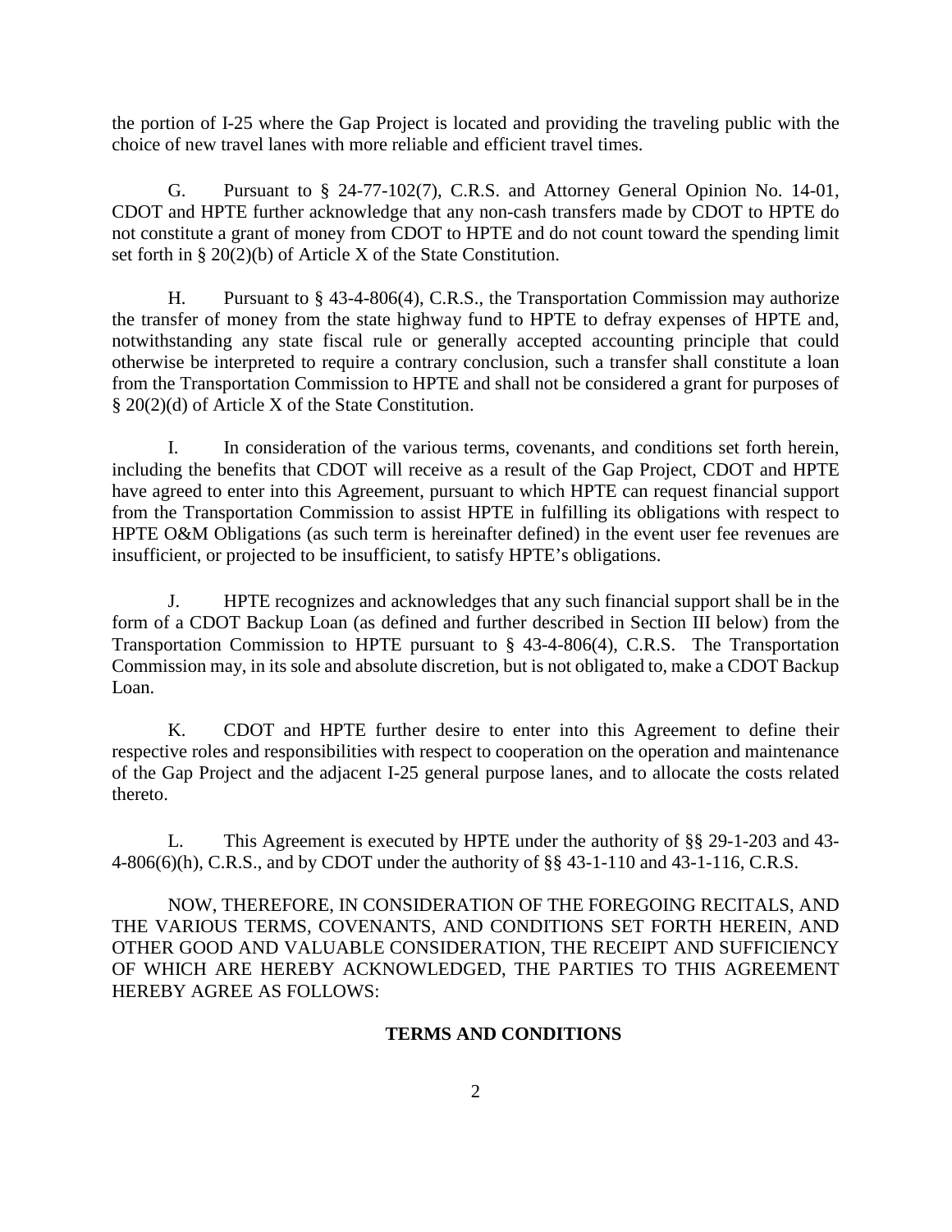the portion of I-25 where the Gap Project is located and providing the traveling public with the choice of new travel lanes with more reliable and efficient travel times.

G. Pursuant to § 24-77-102(7), C.R.S. and Attorney General Opinion No. 14-01, CDOT and HPTE further acknowledge that any non-cash transfers made by CDOT to HPTE do not constitute a grant of money from CDOT to HPTE and do not count toward the spending limit set forth in § 20(2)(b) of Article X of the State Constitution.

H. Pursuant to § 43-4-806(4), C.R.S., the Transportation Commission may authorize the transfer of money from the state highway fund to HPTE to defray expenses of HPTE and, notwithstanding any state fiscal rule or generally accepted accounting principle that could otherwise be interpreted to require a contrary conclusion, such a transfer shall constitute a loan from the Transportation Commission to HPTE and shall not be considered a grant for purposes of § 20(2)(d) of Article X of the State Constitution.

I. In consideration of the various terms, covenants, and conditions set forth herein, including the benefits that CDOT will receive as a result of the Gap Project, CDOT and HPTE have agreed to enter into this Agreement, pursuant to which HPTE can request financial support from the Transportation Commission to assist HPTE in fulfilling its obligations with respect to HPTE O&M Obligations (as such term is hereinafter defined) in the event user fee revenues are insufficient, or projected to be insufficient, to satisfy HPTE's obligations.

J. HPTE recognizes and acknowledges that any such financial support shall be in the form of a CDOT Backup Loan (as defined and further described in Section III below) from the Transportation Commission to HPTE pursuant to § 43-4-806(4), C.R.S. The Transportation Commission may, in its sole and absolute discretion, but is not obligated to, make a CDOT Backup Loan.

K. CDOT and HPTE further desire to enter into this Agreement to define their respective roles and responsibilities with respect to cooperation on the operation and maintenance of the Gap Project and the adjacent I-25 general purpose lanes, and to allocate the costs related thereto.

L. This Agreement is executed by HPTE under the authority of §§ 29-1-203 and 43-4-806(6)(h), C.R.S., and by CDOT under the authority of §§ 43-1-110 and 43-1-116, C.R.S.

NOW, THEREFORE, IN CONSIDERATION OF THE FOREGOING RECITALS, AND THE VARIOUS TERMS, COVENANTS, AND CONDITIONS SET FORTH HEREIN, AND OTHER GOOD AND VALUABLE CONSIDERATION, THE RECEIPT AND SUFFICIENCY OF WHICH ARE HEREBY ACKNOWLEDGED, THE PARTIES TO THIS AGREEMENT HEREBY AGREE AS FOLLOWS:

## TERMS AND CONDITIONS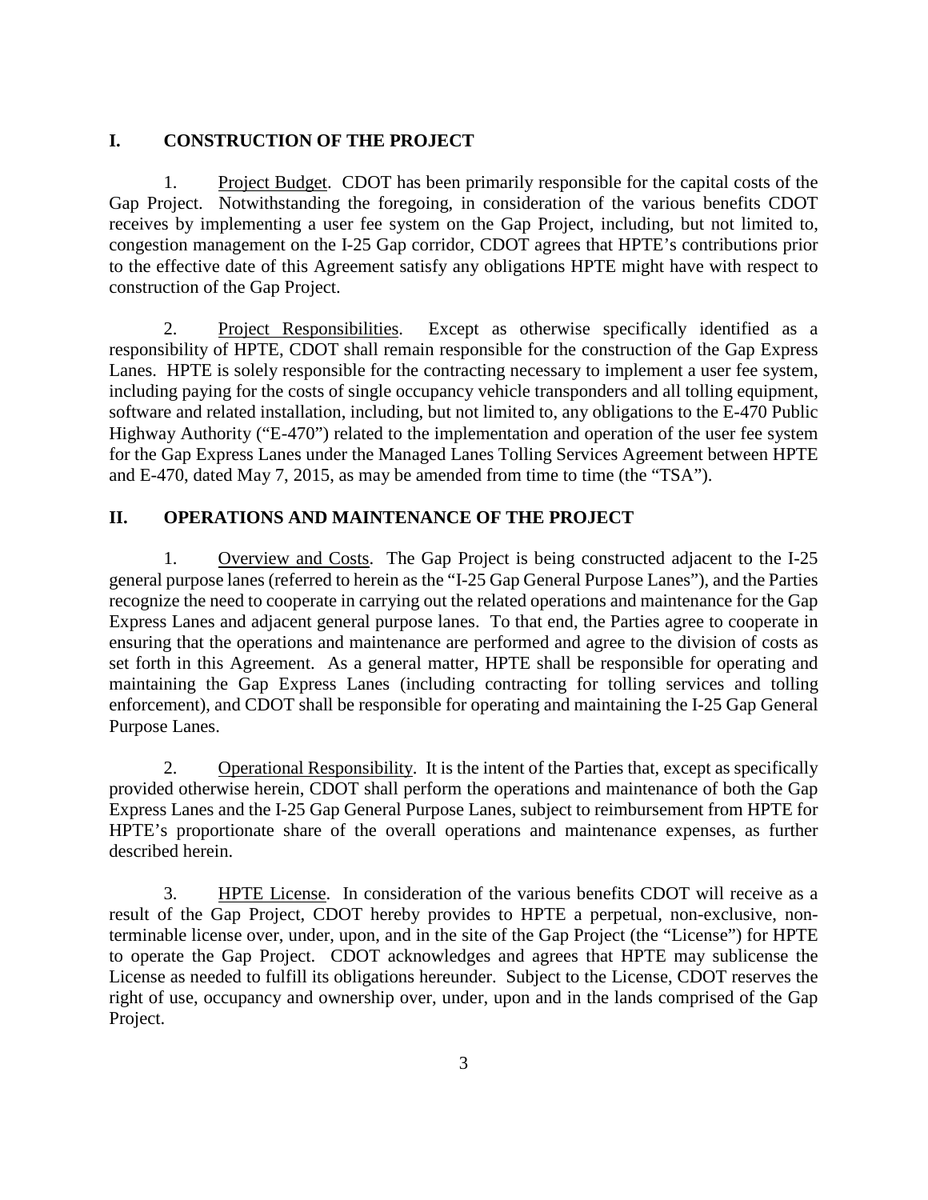## I. CONSTRUCTION OF THE PROJECT

1. Project Budget. CDOT has been primarily responsible for the capital costs of the Gap Project. Notwithstanding the foregoing, in consideration of the various benefits CDOT receives by implementing a user fee system on the Gap Project, including, but not limited to, congestion management on the I-25 Gap corridor, CDOT agrees that HPTE's contributions prior to the effective date of this Agreement satisfy any obligations HPTE might have with respect to construction of the Gap Project.

2. Project Responsibilities. Except as otherwise specifically identified as a responsibility of HPTE, CDOT shall remain responsible for the construction of the Gap Express Lanes. HPTE is solely responsible for the contracting necessary to implement a user fee system, including paying for the costs of single occupancy vehicle transponders and all tolling equipment, software and related installation, including, but not limited to, any obligations to the E-470 Public Highway Authority ("E-470") related to the implementation and operation of the user fee system for the Gap Express Lanes under the Managed Lanes Tolling Services Agreement between HPTE and E-470, dated May 7, 2015, as may be amended from time to time (the "TSA").

## II. OPERATIONS AND MAINTENANCE OF THE PROJECT

1. Overview and Costs. The Gap Project is being constructed adjacent to the I-25 general purpose lanes (referred to herein as the "I-25 Gap General Purpose Lanes"), and the Parties recognize the need to cooperate in carrying out the related operations and maintenance for the Gap Express Lanes and adjacent general purpose lanes. To that end, the Parties agree to cooperate in ensuring that the operations and maintenance are performed and agree to the division of costs as set forth in this Agreement. As a general matter, HPTE shall be responsible for operating and maintaining the Gap Express Lanes (including contracting for tolling services and tolling enforcement), and CDOT shall be responsible for operating and maintaining the I-25 Gap General Purpose Lanes.

2. Operational Responsibility. It is the intent of the Parties that, except as specifically provided otherwise herein, CDOT shall perform the operations and maintenance of both the Gap Express Lanes and the I-25 Gap General Purpose Lanes, subject to reimbursement from HPTE for HPTE's proportionate share of the overall operations and maintenance expenses, as further described herein.

3. HPTE License. In consideration of the various benefits CDOT will receive as a result of the Gap Project, CDOT hereby provides to HPTE a perpetual, non-exclusive, non-terminable license over, under, upon, and in the site of the Gap Project (the "License") for HPTE to operate the Gap Project. CDOT acknowledges and agrees that HPTE may sublicense the License as needed to fulfill its obligations hereunder. Subject to the License, CDOT reserves the right of use, occupancy and ownership over, under, upon and in the lands comprised of the Gap Project.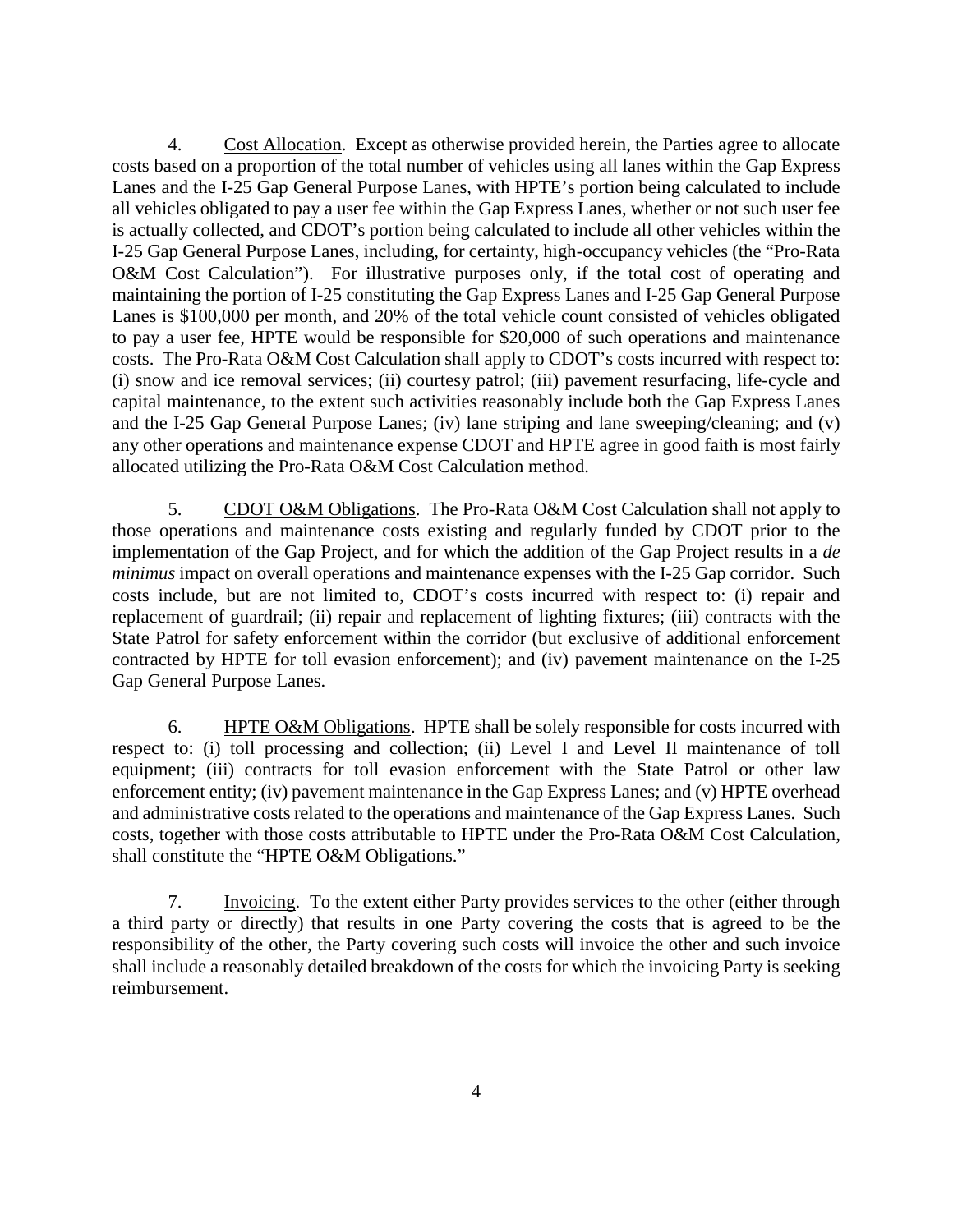4. Cost Allocation. Except as otherwise provided herein, the Parties agree to allocate costs based on a proportion of the total number of vehicles using all lanes within the Gap Express Lanes and the I-25 Gap General Purpose Lanes, with HPTE's portion being calculated to include all vehicles obligated to pay a user fee within the Gap Express Lanes, whether or not such user fee is actually collected, and CDOT's portion being calculated to include all other vehicles within the I-25 Gap General Purpose Lanes, including, for certainty, high-occupancy vehicles (the "Pro-Rata O&M Cost Calculation"). For illustrative purposes only, if the total cost of operating and maintaining the portion of I-25 constituting the Gap Express Lanes and I-25 Gap General Purpose Lanes is $100,000 per month, and 20% of the total vehicle count consisted of vehicles obligated to pay a user fee, HPTE would be responsible for $20,000 of such operations and maintenance costs. The Pro-Rata O&M Cost Calculation shall apply to CDOT's costs incurred with respect to: (i) snow and ice removal services; (ii) courtesy patrol; (iii) pavement resurfacing, life-cycle and capital maintenance, to the extent such activities reasonably include both the Gap Express Lanes and the I-25 Gap General Purpose Lanes; (iv) lane striping and lane sweeping/cleaning; and (v) any other operations and maintenance expense CDOT and HPTE agree in good faith is most fairly allocated utilizing the Pro-Rata O&M Cost Calculation method.

5. CDOT O&M Obligations. The Pro-Rata O&M Cost Calculation shall not apply to those operations and maintenance costs existing and regularly funded by CDOT prior to the implementation of the Gap Project, and for which the addition of the Gap Project results in a *de minimus* impact on overall operations and maintenance expenses with the I-25 Gap corridor. Such costs include, but are not limited to, CDOT's costs incurred with respect to: (i) repair and replacement of guardrail; (ii) repair and replacement of lighting fixtures; (iii) contracts with the State Patrol for safety enforcement within the corridor (but exclusive of additional enforcement contracted by HPTE for toll evasion enforcement); and (iv) pavement maintenance on the I-25 Gap General Purpose Lanes.

6. HPTE O&M Obligations. HPTE shall be solely responsible for costs incurred with respect to: (i) toll processing and collection; (ii) Level I and Level II maintenance of toll equipment; (iii) contracts for toll evasion enforcement with the State Patrol or other law enforcement entity; (iv) pavement maintenance in the Gap Express Lanes; and (v) HPTE overhead and administrative costs related to the operations and maintenance of the Gap Express Lanes. Such costs, together with those costs attributable to HPTE under the Pro-Rata O&M Cost Calculation, shall constitute the "HPTE O&M Obligations."

7. Invoicing. To the extent either Party provides services to the other (either through a third party or directly) that results in one Party covering the costs that is agreed to be the responsibility of the other, the Party covering such costs will invoice the other and such invoice shall include a reasonably detailed breakdown of the costs for which the invoicing Party is seeking reimbursement.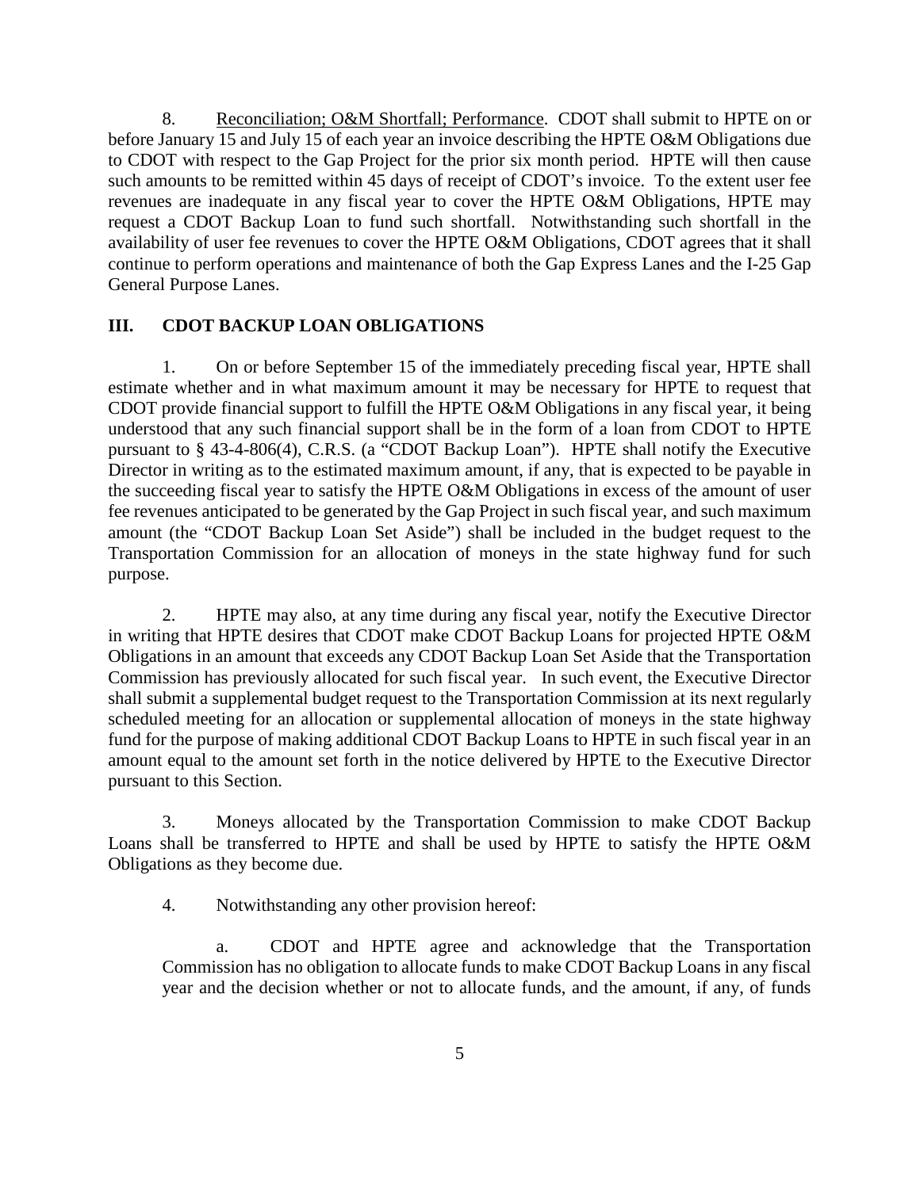8. Reconciliation; O&M Shortfall; Performance. CDOT shall submit to HPTE on or before January 15 and July 15 of each year an invoice describing the HPTE O&M Obligations due to CDOT with respect to the Gap Project for the prior six month period. HPTE will then cause such amounts to be remitted within 45 days of receipt of CDOT's invoice. To the extent user fee revenues are inadequate in any fiscal year to cover the HPTE O&M Obligations, HPTE may request a CDOT Backup Loan to fund such shortfall. Notwithstanding such shortfall in the availability of user fee revenues to cover the HPTE O&M Obligations, CDOT agrees that it shall continue to perform operations and maintenance of both the Gap Express Lanes and the I-25 Gap General Purpose Lanes.

## III. CDOT BACKUP LOAN OBLIGATIONS

1. On or before September 15 of the immediately preceding fiscal year, HPTE shall estimate whether and in what maximum amount it may be necessary for HPTE to request that CDOT provide financial support to fulfill the HPTE O&M Obligations in any fiscal year, it being understood that any such financial support shall be in the form of a loan from CDOT to HPTE pursuant to § 43-4-806(4), C.R.S. (a "CDOT Backup Loan"). HPTE shall notify the Executive Director in writing as to the estimated maximum amount, if any, that is expected to be payable in the succeeding fiscal year to satisfy the HPTE O&M Obligations in excess of the amount of user fee revenues anticipated to be generated by the Gap Project in such fiscal year, and such maximum amount (the "CDOT Backup Loan Set Aside") shall be included in the budget request to the Transportation Commission for an allocation of moneys in the state highway fund for such purpose.

2. HPTE may also, at any time during any fiscal year, notify the Executive Director in writing that HPTE desires that CDOT make CDOT Backup Loans for projected HPTE O&M Obligations in an amount that exceeds any CDOT Backup Loan Set Aside that the Transportation Commission has previously allocated for such fiscal year. In such event, the Executive Director shall submit a supplemental budget request to the Transportation Commission at its next regularly scheduled meeting for an allocation or supplemental allocation of moneys in the state highway fund for the purpose of making additional CDOT Backup Loans to HPTE in such fiscal year in an amount equal to the amount set forth in the notice delivered by HPTE to the Executive Director pursuant to this Section.

3. Moneys allocated by the Transportation Commission to make CDOT Backup Loans shall be transferred to HPTE and shall be used by HPTE to satisfy the HPTE O&M Obligations as they become due.

4. Notwithstanding any other provision hereof:

a. CDOT and HPTE agree and acknowledge that the Transportation Commission has no obligation to allocate funds to make CDOT Backup Loans in any fiscal year and the decision whether or not to allocate funds, and the amount, if any, of funds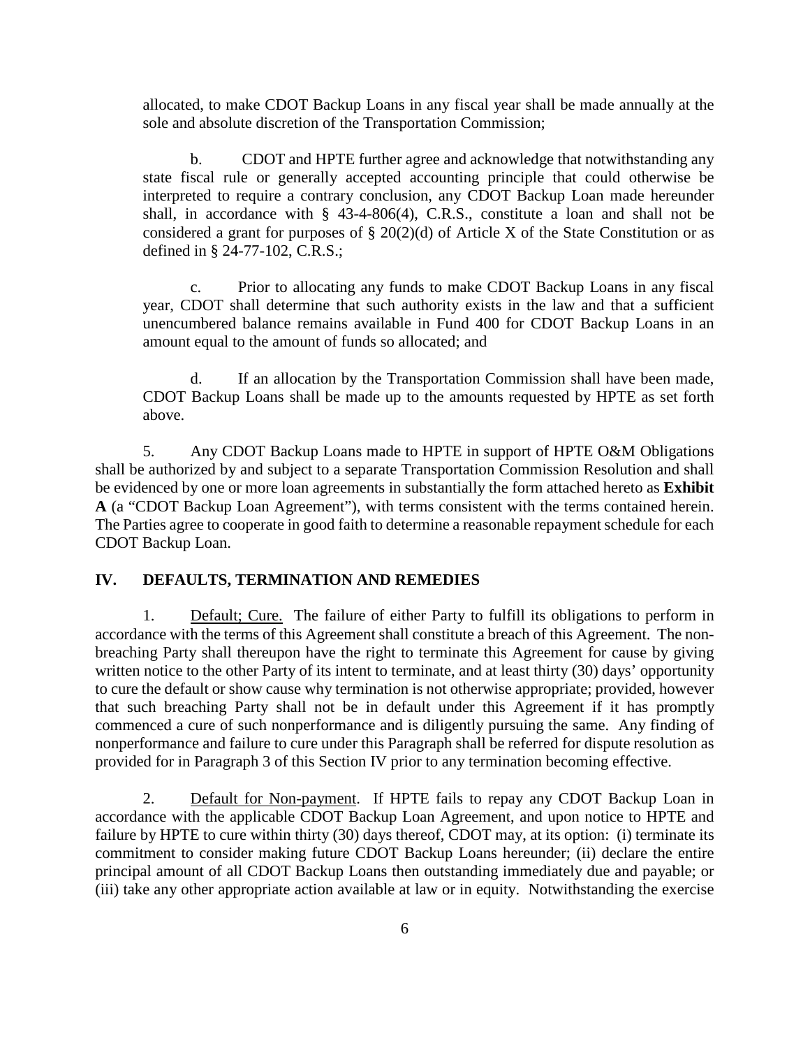allocated, to make CDOT Backup Loans in any fiscal year shall be made annually at the sole and absolute discretion of the Transportation Commission;

b. CDOT and HPTE further agree and acknowledge that notwithstanding any state fiscal rule or generally accepted accounting principle that could otherwise be interpreted to require a contrary conclusion, any CDOT Backup Loan made hereunder shall, in accordance with § 43-4-806(4), C.R.S., constitute a loan and shall not be considered a grant for purposes of § 20(2)(d) of Article X of the State Constitution or as defined in § 24-77-102, C.R.S.;

c. Prior to allocating any funds to make CDOT Backup Loans in any fiscal year, CDOT shall determine that such authority exists in the law and that a sufficient unencumbered balance remains available in Fund 400 for CDOT Backup Loans in an amount equal to the amount of funds so allocated; and

d. If an allocation by the Transportation Commission shall have been made, CDOT Backup Loans shall be made up to the amounts requested by HPTE as set forth above.

5. Any CDOT Backup Loans made to HPTE in support of HPTE O&M Obligations shall be authorized by and subject to a separate Transportation Commission Resolution and shall be evidenced by one or more loan agreements in substantially the form attached hereto as **Exhibit A** (a "CDOT Backup Loan Agreement"), with terms consistent with the terms contained herein. The Parties agree to cooperate in good faith to determine a reasonable repayment schedule for each CDOT Backup Loan.

## IV. DEFAULTS, TERMINATION AND REMEDIES

1. Default; Cure. The failure of either Party to fulfill its obligations to perform in accordance with the terms of this Agreement shall constitute a breach of this Agreement. The non-breaching Party shall thereupon have the right to terminate this Agreement for cause by giving written notice to the other Party of its intent to terminate, and at least thirty (30) days' opportunity to cure the default or show cause why termination is not otherwise appropriate; provided, however that such breaching Party shall not be in default under this Agreement if it has promptly commenced a cure of such nonperformance and is diligently pursuing the same. Any finding of nonperformance and failure to cure under this Paragraph shall be referred for dispute resolution as provided for in Paragraph 3 of this Section IV prior to any termination becoming effective.

2. Default for Non-payment. If HPTE fails to repay any CDOT Backup Loan in accordance with the applicable CDOT Backup Loan Agreement, and upon notice to HPTE and failure by HPTE to cure within thirty (30) days thereof, CDOT may, at its option: (i) terminate its commitment to consider making future CDOT Backup Loans hereunder; (ii) declare the entire principal amount of all CDOT Backup Loans then outstanding immediately due and payable; or (iii) take any other appropriate action available at law or in equity. Notwithstanding the exercise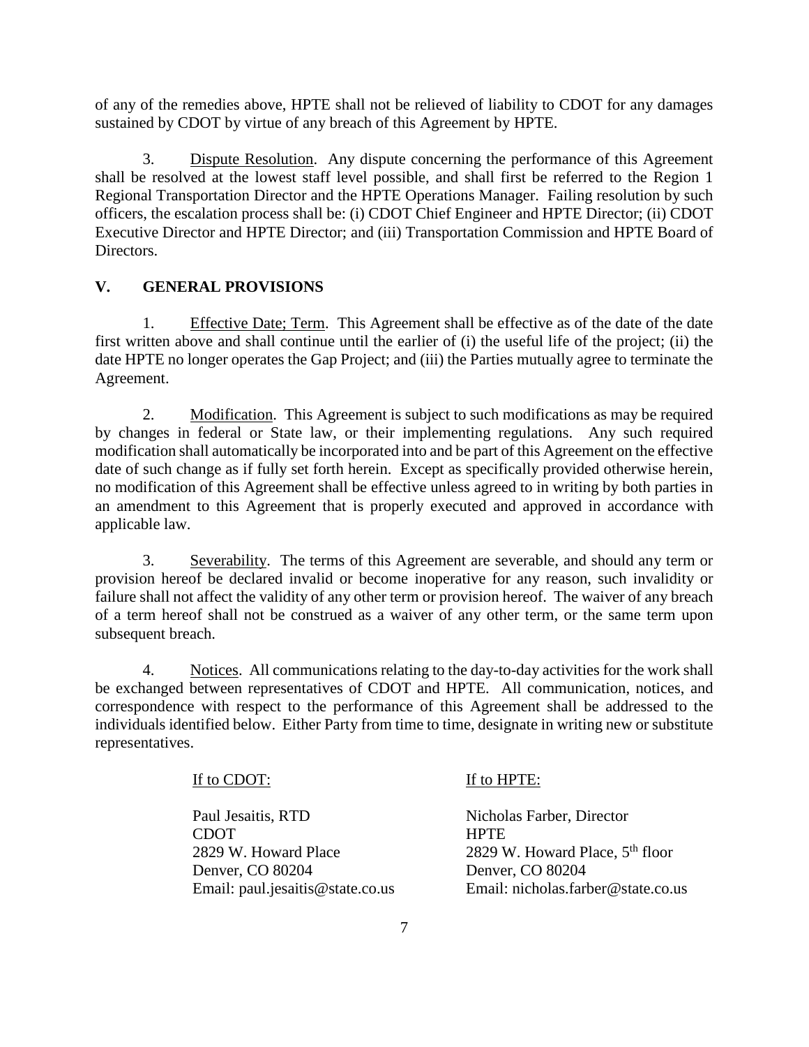of any of the remedies above, HPTE shall not be relieved of liability to CDOT for any damages sustained by CDOT by virtue of any breach of this Agreement by HPTE.

3. Dispute Resolution. Any dispute concerning the performance of this Agreement shall be resolved at the lowest staff level possible, and shall first be referred to the Region 1 Regional Transportation Director and the HPTE Operations Manager. Failing resolution by such officers, the escalation process shall be: (i) CDOT Chief Engineer and HPTE Director; (ii) CDOT Executive Director and HPTE Director; and (iii) Transportation Commission and HPTE Board of Directors.

## V. GENERAL PROVISIONS

1. Effective Date; Term. This Agreement shall be effective as of the date of the date first written above and shall continue until the earlier of (i) the useful life of the project; (ii) the date HPTE no longer operates the Gap Project; and (iii) the Parties mutually agree to terminate the Agreement.

2. Modification. This Agreement is subject to such modifications as may be required by changes in federal or State law, or their implementing regulations. Any such required modification shall automatically be incorporated into and be part of this Agreement on the effective date of such change as if fully set forth herein. Except as specifically provided otherwise herein, no modification of this Agreement shall be effective unless agreed to in writing by both parties in an amendment to this Agreement that is properly executed and approved in accordance with applicable law.

3. Severability. The terms of this Agreement are severable, and should any term or provision hereof be declared invalid or become inoperative for any reason, such invalidity or failure shall not affect the validity of any other term or provision hereof. The waiver of any breach of a term hereof shall not be construed as a waiver of any other term, or the same term upon subsequent breach.

4. Notices. All communications relating to the day-to-day activities for the work shall be exchanged between representatives of CDOT and HPTE. All communication, notices, and correspondence with respect to the performance of this Agreement shall be addressed to the individuals identified below. Either Party from time to time, designate in writing new or substitute representatives.

If to CDOT:

Paul Jesaitis, RTD
CDOT
2829 W. Howard Place
Denver, CO 80204
Email: paul.jesaitis@state.co.us

If to HPTE:

Nicholas Farber, Director
HPTE
2829 W. Howard Place, 5th floor
Denver, CO 80204
Email: nicholas.farber@state.co.us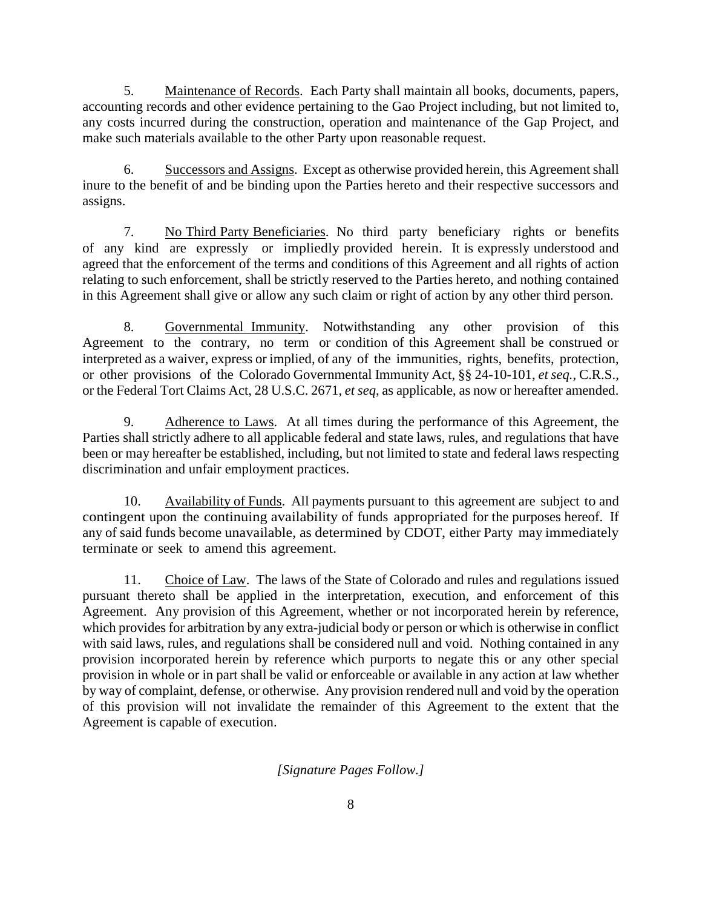5. Maintenance of Records. Each Party shall maintain all books, documents, papers, accounting records and other evidence pertaining to the Gao Project including, but not limited to, any costs incurred during the construction, operation and maintenance of the Gap Project, and make such materials available to the other Party upon reasonable request.

6. Successors and Assigns. Except as otherwise provided herein, this Agreement shall inure to the benefit of and be binding upon the Parties hereto and their respective successors and assigns.

7. No Third Party Beneficiaries. No third party beneficiary rights or benefits of any kind are expressly or impliedly provided herein. It is expressly understood and agreed that the enforcement of the terms and conditions of this Agreement and all rights of action relating to such enforcement, shall be strictly reserved to the Parties hereto, and nothing contained in this Agreement shall give or allow any such claim or right of action by any other third person.

8. Governmental Immunity. Notwithstanding any other provision of this Agreement to the contrary, no term or condition of this Agreement shall be construed or interpreted as a waiver, express or implied, of any of the immunities, rights, benefits, protection, or other provisions of the Colorado Governmental Immunity Act, §§ 24-10-101, *et seq.*, C.R.S., or the Federal Tort Claims Act, 28 U.S.C. 2671, *et seq*, as applicable, as now or hereafter amended.

9. Adherence to Laws. At all times during the performance of this Agreement, the Parties shall strictly adhere to all applicable federal and state laws, rules, and regulations that have been or may hereafter be established, including, but not limited to state and federal laws respecting discrimination and unfair employment practices.

10. Availability of Funds. All payments pursuant to this agreement are subject to and contingent upon the continuing availability of funds appropriated for the purposes hereof. If any of said funds become unavailable, as determined by CDOT, either Party may immediately terminate or seek to amend this agreement.

11. Choice of Law. The laws of the State of Colorado and rules and regulations issued pursuant thereto shall be applied in the interpretation, execution, and enforcement of this Agreement. Any provision of this Agreement, whether or not incorporated herein by reference, which provides for arbitration by any extra-judicial body or person or which is otherwise in conflict with said laws, rules, and regulations shall be considered null and void. Nothing contained in any provision incorporated herein by reference which purports to negate this or any other special provision in whole or in part shall be valid or enforceable or available in any action at law whether by way of complaint, defense, or otherwise. Any provision rendered null and void by the operation of this provision will not invalidate the remainder of this Agreement to the extent that the Agreement is capable of execution.

*[Signature Pages Follow.]*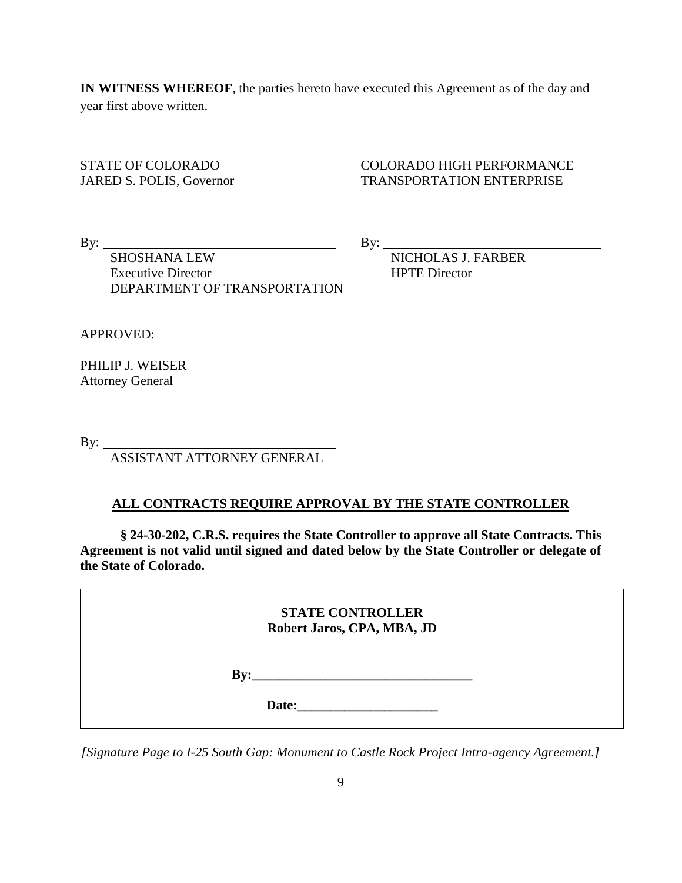**IN WITNESS WHEREOF**, the parties hereto have executed this Agreement as of the day and year first above written.

STATE OF COLORADO
JARED S. POLIS, Governor

By: ____________________________________
SHOSHANA LEW
Executive Director
DEPARTMENT OF TRANSPORTATION

COLORADO HIGH PERFORMANCE TRANSPORTATION ENTERPRISE

By: ____________________________________
NICHOLAS J. FARBER
HPTE Director

APPROVED:

PHILIP J. WEISER
Attorney General

By: ____________________________________
ASSISTANT ATTORNEY GENERAL

**ALL CONTRACTS REQUIRE APPROVAL BY THE STATE CONTROLLER**

**§ 24-30-202, C.R.S. requires the State Controller to approve all State Contracts. This Agreement is not valid until signed and dated below by the State Controller or delegate of the State of Colorado.**

**STATE CONTROLLER**
**Robert Jaros, CPA, MBA, JD**

**By:__________________________________**

**Date:______________________**

*[Signature Page to I-25 South Gap: Monument to Castle Rock Project Intra-agency Agreement.]*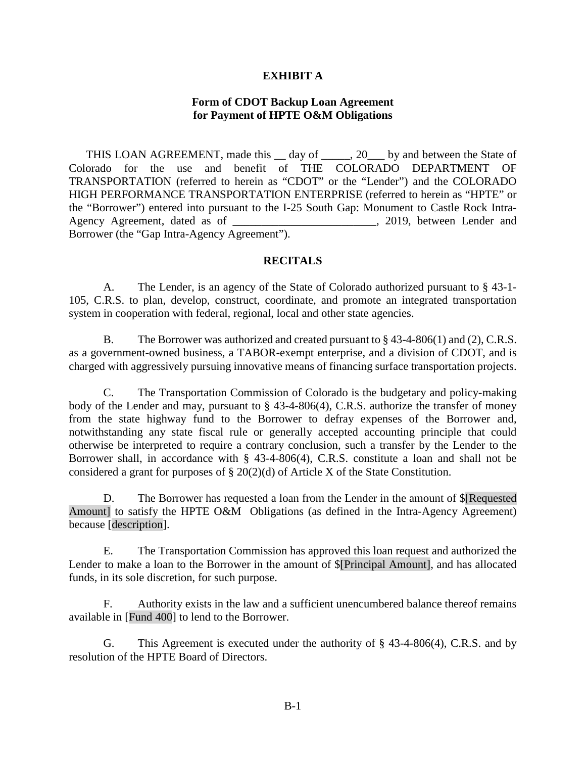**EXHIBIT A**

**Form of CDOT Backup Loan Agreement for Payment of HPTE O&M Obligations**

THIS LOAN AGREEMENT, made this __ day of _____, 20___ by and between the State of Colorado for the use and benefit of THE COLORADO DEPARTMENT OF TRANSPORTATION (referred to herein as "CDOT" or the "Lender") and the COLORADO HIGH PERFORMANCE TRANSPORTATION ENTERPRISE (referred to herein as "HPTE" or the "Borrower") entered into pursuant to the I-25 South Gap: Monument to Castle Rock Intra-Agency Agreement, dated as of _________________________, 2019, between Lender and Borrower (the "Gap Intra-Agency Agreement").

**RECITALS**

A. The Lender, is an agency of the State of Colorado authorized pursuant to § 43-1-105, C.R.S. to plan, develop, construct, coordinate, and promote an integrated transportation system in cooperation with federal, regional, local and other state agencies.

B. The Borrower was authorized and created pursuant to § 43-4-806(1) and (2), C.R.S. as a government-owned business, a TABOR-exempt enterprise, and a division of CDOT, and is charged with aggressively pursuing innovative means of financing surface transportation projects.

C. The Transportation Commission of Colorado is the budgetary and policy-making body of the Lender and may, pursuant to § 43-4-806(4), C.R.S. authorize the transfer of money from the state highway fund to the Borrower to defray expenses of the Borrower and, notwithstanding any state fiscal rule or generally accepted accounting principle that could otherwise be interpreted to require a contrary conclusion, such a transfer by the Lender to the Borrower shall, in accordance with § 43-4-806(4), C.R.S. constitute a loan and shall not be considered a grant for purposes of § 20(2)(d) of Article X of the State Constitution.

D. The Borrower has requested a loan from the Lender in the amount of $[Requested Amount] to satisfy the HPTE O&M Obligations (as defined in the Intra-Agency Agreement) because [description].

E. The Transportation Commission has approved this loan request and authorized the Lender to make a loan to the Borrower in the amount of $[Principal Amount], and has allocated funds, in its sole discretion, for such purpose.

F. Authority exists in the law and a sufficient unencumbered balance thereof remains available in [Fund 400] to lend to the Borrower.

G. This Agreement is executed under the authority of § 43-4-806(4), C.R.S. and by resolution of the HPTE Board of Directors.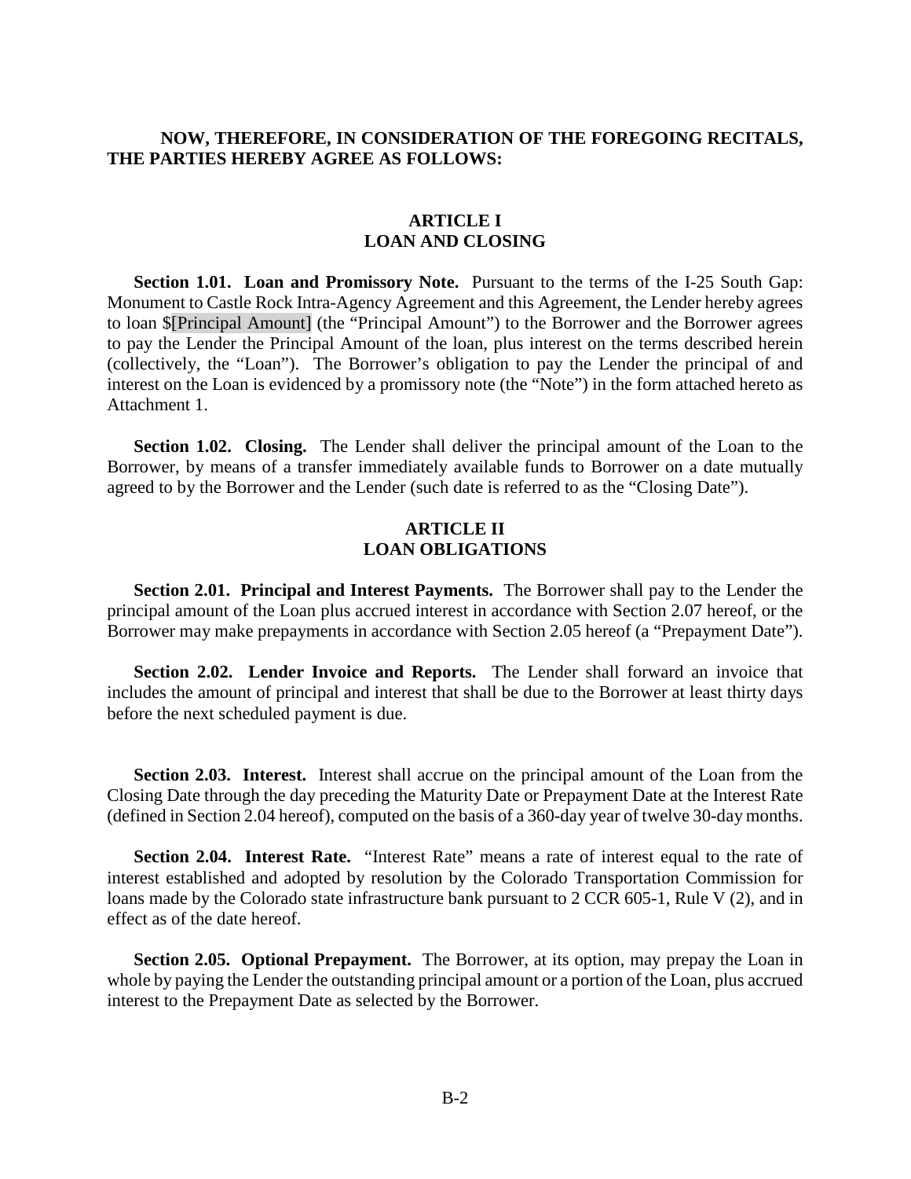**NOW, THEREFORE, IN CONSIDERATION OF THE FOREGOING RECITALS, THE PARTIES HEREBY AGREE AS FOLLOWS:**

## ARTICLE I
## LOAN AND CLOSING

**Section 1.01. Loan and Promissory Note.** Pursuant to the terms of the I-25 South Gap: Monument to Castle Rock Intra-Agency Agreement and this Agreement, the Lender hereby agrees to loan $[Principal Amount] (the "Principal Amount") to the Borrower and the Borrower agrees to pay the Lender the Principal Amount of the loan, plus interest on the terms described herein (collectively, the "Loan"). The Borrower's obligation to pay the Lender the principal of and interest on the Loan is evidenced by a promissory note (the "Note") in the form attached hereto as Attachment 1.

**Section 1.02. Closing.** The Lender shall deliver the principal amount of the Loan to the Borrower, by means of a transfer immediately available funds to Borrower on a date mutually agreed to by the Borrower and the Lender (such date is referred to as the "Closing Date").

## ARTICLE II
## LOAN OBLIGATIONS

**Section 2.01. Principal and Interest Payments.** The Borrower shall pay to the Lender the principal amount of the Loan plus accrued interest in accordance with Section 2.07 hereof, or the Borrower may make prepayments in accordance with Section 2.05 hereof (a "Prepayment Date").

**Section 2.02. Lender Invoice and Reports.** The Lender shall forward an invoice that includes the amount of principal and interest that shall be due to the Borrower at least thirty days before the next scheduled payment is due.

**Section 2.03. Interest.** Interest shall accrue on the principal amount of the Loan from the Closing Date through the day preceding the Maturity Date or Prepayment Date at the Interest Rate (defined in Section 2.04 hereof), computed on the basis of a 360-day year of twelve 30-day months.

**Section 2.04. Interest Rate.** "Interest Rate" means a rate of interest equal to the rate of interest established and adopted by resolution by the Colorado Transportation Commission for loans made by the Colorado state infrastructure bank pursuant to 2 CCR 605-1, Rule V (2), and in effect as of the date hereof.

**Section 2.05. Optional Prepayment.** The Borrower, at its option, may prepay the Loan in whole by paying the Lender the outstanding principal amount or a portion of the Loan, plus accrued interest to the Prepayment Date as selected by the Borrower.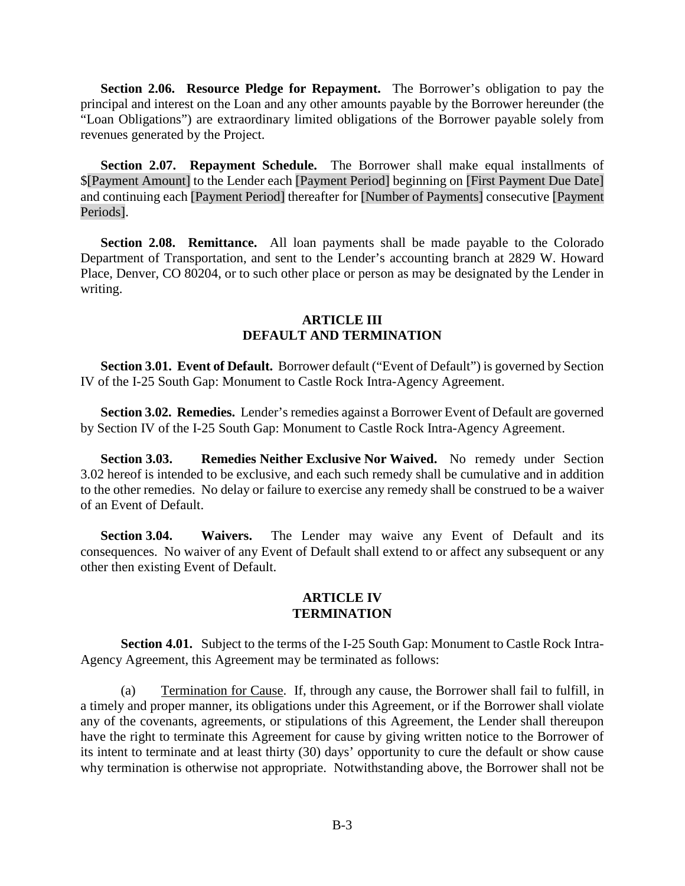**Section 2.06. Resource Pledge for Repayment.** The Borrower's obligation to pay the principal and interest on the Loan and any other amounts payable by the Borrower hereunder (the "Loan Obligations") are extraordinary limited obligations of the Borrower payable solely from revenues generated by the Project.

**Section 2.07. Repayment Schedule.** The Borrower shall make equal installments of $[Payment Amount] to the Lender each [Payment Period] beginning on [First Payment Due Date] and continuing each [Payment Period] thereafter for [Number of Payments] consecutive [Payment Periods].

**Section 2.08. Remittance.** All loan payments shall be made payable to the Colorado Department of Transportation, and sent to the Lender's accounting branch at 2829 W. Howard Place, Denver, CO 80204, or to such other place or person as may be designated by the Lender in writing.

## ARTICLE III
## DEFAULT AND TERMINATION

**Section 3.01. Event of Default.** Borrower default ("Event of Default") is governed by Section IV of the I-25 South Gap: Monument to Castle Rock Intra-Agency Agreement.

**Section 3.02. Remedies.** Lender's remedies against a Borrower Event of Default are governed by Section IV of the I-25 South Gap: Monument to Castle Rock Intra-Agency Agreement.

**Section 3.03. Remedies Neither Exclusive Nor Waived.** No remedy under Section 3.02 hereof is intended to be exclusive, and each such remedy shall be cumulative and in addition to the other remedies. No delay or failure to exercise any remedy shall be construed to be a waiver of an Event of Default.

**Section 3.04. Waivers.** The Lender may waive any Event of Default and its consequences. No waiver of any Event of Default shall extend to or affect any subsequent or any other then existing Event of Default.

## ARTICLE IV
## TERMINATION

**Section 4.01.** Subject to the terms of the I-25 South Gap: Monument to Castle Rock Intra-Agency Agreement, this Agreement may be terminated as follows:

(a) Termination for Cause. If, through any cause, the Borrower shall fail to fulfill, in a timely and proper manner, its obligations under this Agreement, or if the Borrower shall violate any of the covenants, agreements, or stipulations of this Agreement, the Lender shall thereupon have the right to terminate this Agreement for cause by giving written notice to the Borrower of its intent to terminate and at least thirty (30) days' opportunity to cure the default or show cause why termination is otherwise not appropriate. Notwithstanding above, the Borrower shall not be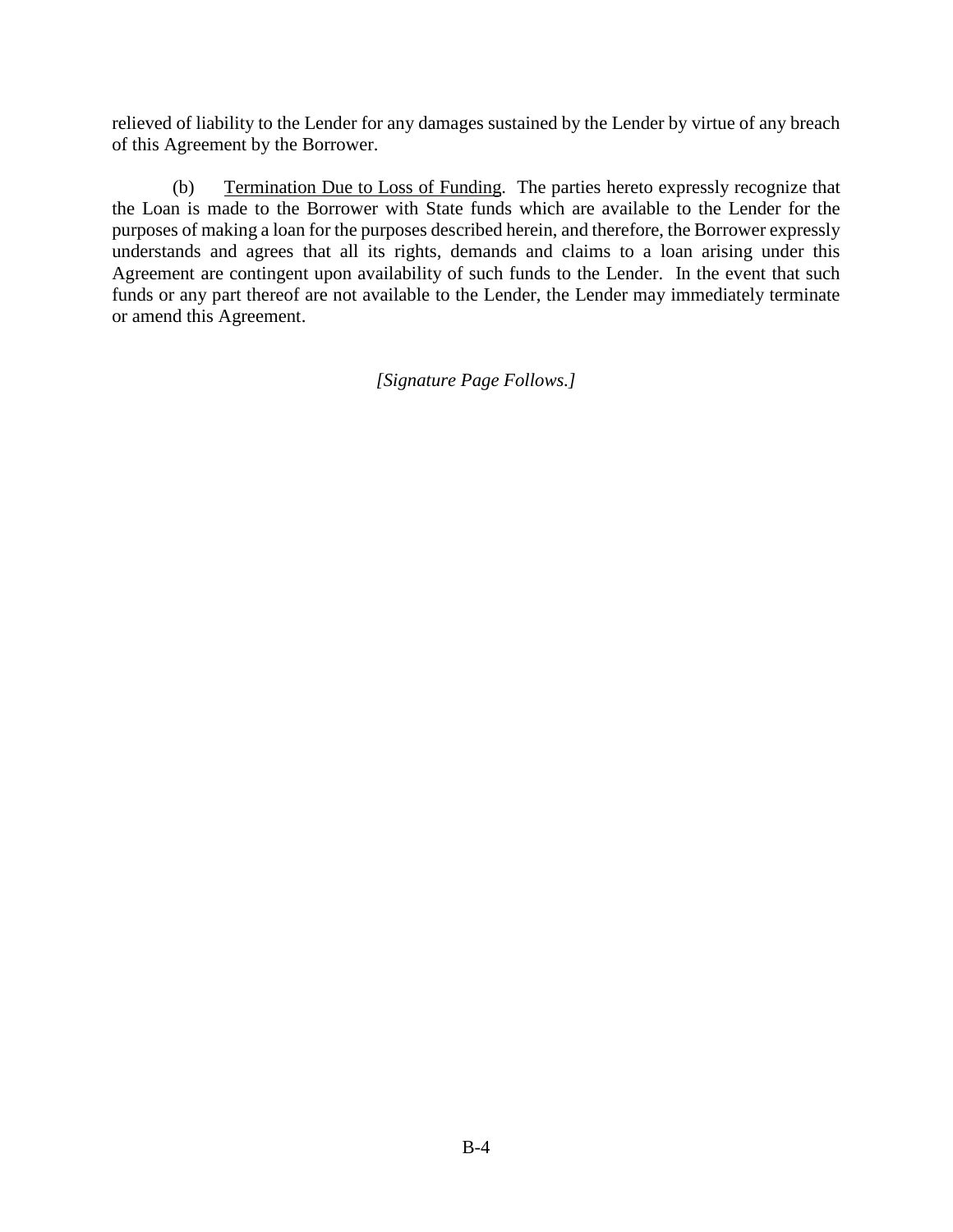relieved of liability to the Lender for any damages sustained by the Lender by virtue of any breach of this Agreement by the Borrower.

(b) Termination Due to Loss of Funding. The parties hereto expressly recognize that the Loan is made to the Borrower with State funds which are available to the Lender for the purposes of making a loan for the purposes described herein, and therefore, the Borrower expressly understands and agrees that all its rights, demands and claims to a loan arising under this Agreement are contingent upon availability of such funds to the Lender. In the event that such funds or any part thereof are not available to the Lender, the Lender may immediately terminate or amend this Agreement.

*[Signature Page Follows.]*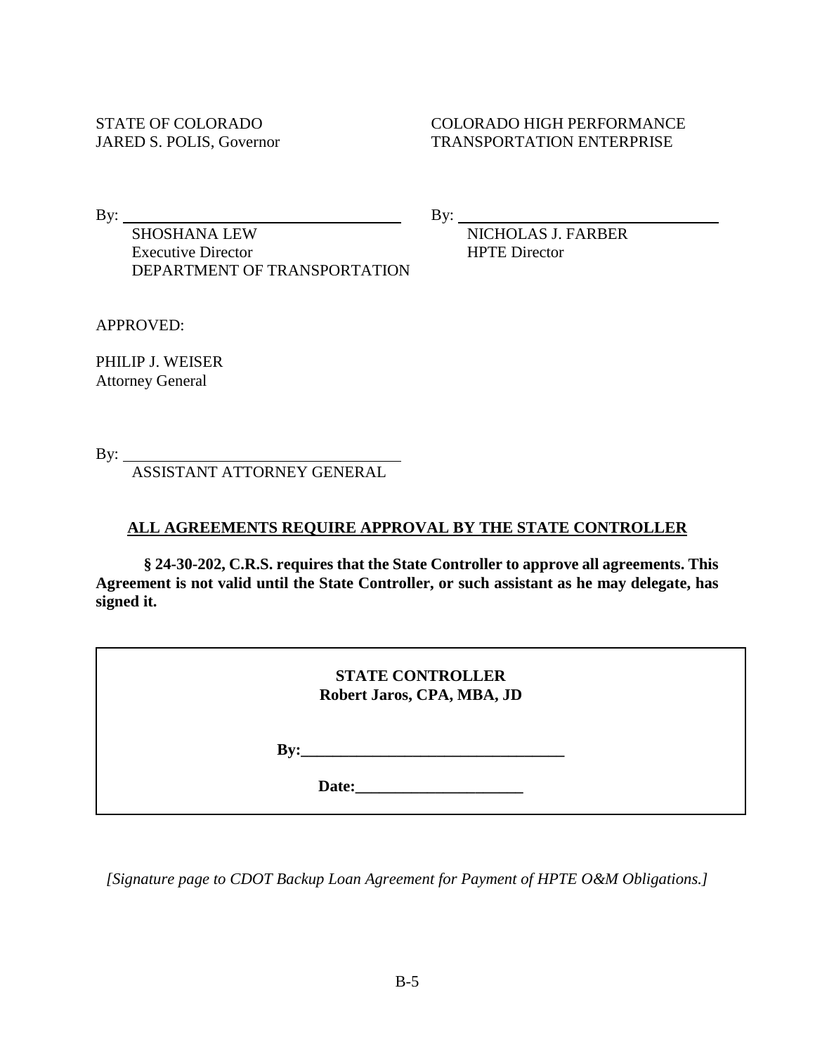STATE OF COLORADO
JARED S. POLIS, Governor

By: ___________________________________
SHOSHANA LEW
Executive Director
DEPARTMENT OF TRANSPORTATION

COLORADO HIGH PERFORMANCE TRANSPORTATION ENTERPRISE

By: ___________________________________
NICHOLAS J. FARBER
HPTE Director

APPROVED:

PHILIP J. WEISER
Attorney General

By: ___________________________________
ASSISTANT ATTORNEY GENERAL

**ALL AGREEMENTS REQUIRE APPROVAL BY THE STATE CONTROLLER**

**§ 24-30-202, C.R.S. requires that the State Controller to approve all agreements. This Agreement is not valid until the State Controller, or such assistant as he may delegate, has signed it.**

**STATE CONTROLLER**
**Robert Jaros, CPA, MBA, JD**

**By:**___________________________________

**Date:**_____________________

*[Signature page to CDOT Backup Loan Agreement for Payment of HPTE O&M Obligations.]*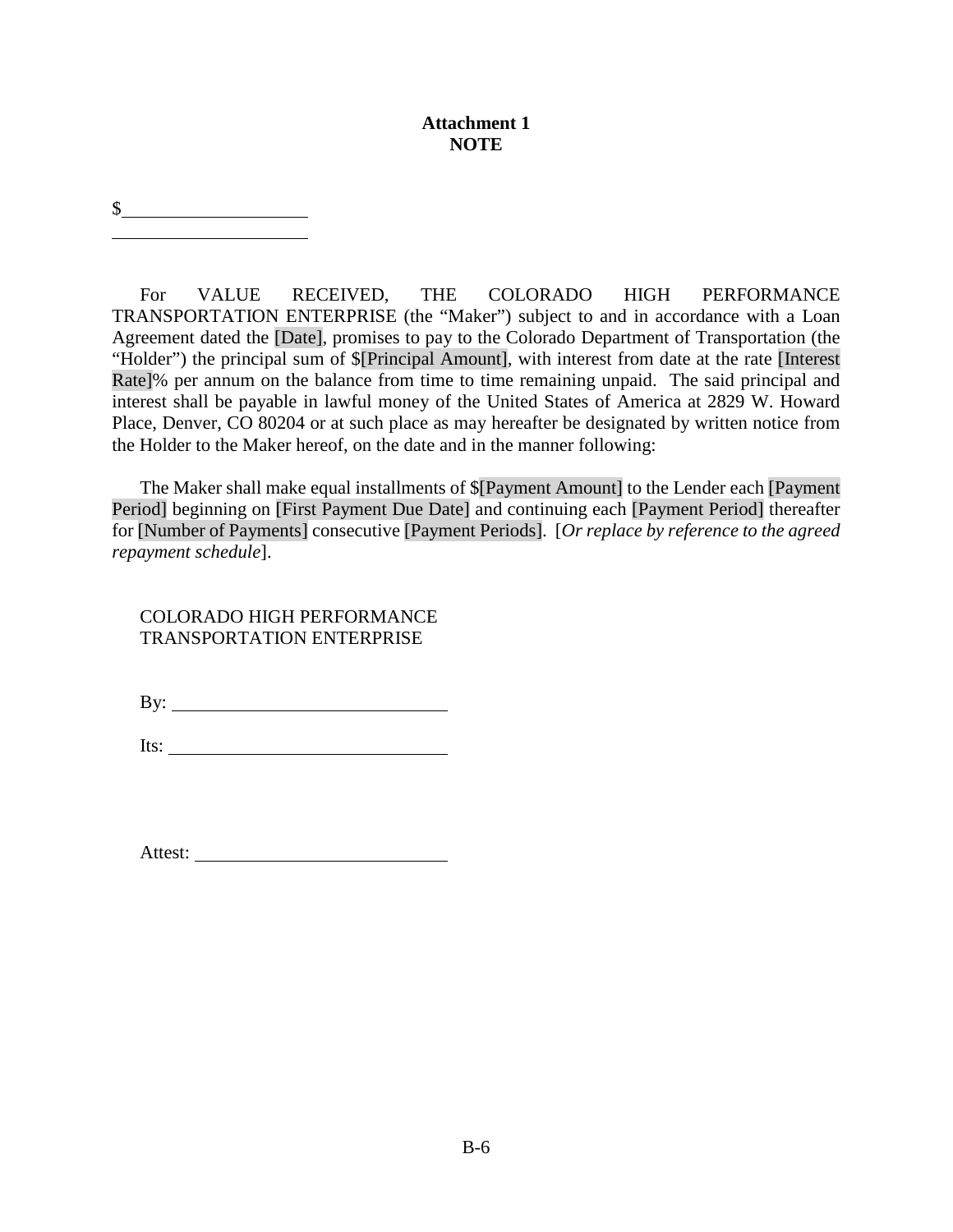**Attachment 1**
**NOTE**

$\_\_\_\_\_\_\_\_\_\_\_\_\_\_\_\_\_\_\_\_

\_\_\_\_\_\_\_\_\_\_\_\_\_\_\_\_\_\_\_\_\_

For VALUE RECEIVED, THE COLORADO HIGH PERFORMANCE TRANSPORTATION ENTERPRISE (the "Maker") subject to and in accordance with a Loan Agreement dated the [Date], promises to pay to the Colorado Department of Transportation (the "Holder") the principal sum of $[Principal Amount], with interest from date at the rate [Interest Rate]% per annum on the balance from time to time remaining unpaid. The said principal and interest shall be payable in lawful money of the United States of America at 2829 W. Howard Place, Denver, CO 80204 or at such place as may hereafter be designated by written notice from the Holder to the Maker hereof, on the date and in the manner following:

The Maker shall make equal installments of $[Payment Amount] to the Lender each [Payment Period] beginning on [First Payment Due Date] and continuing each [Payment Period] thereafter for [Number of Payments] consecutive [Payment Periods]. [*Or replace by reference to the agreed repayment schedule*].

COLORADO HIGH PERFORMANCE
TRANSPORTATION ENTERPRISE

By: \_\_\_\_\_\_\_\_\_\_\_\_\_\_\_\_\_\_\_\_\_\_\_\_\_\_\_\_\_\_

Its: \_\_\_\_\_\_\_\_\_\_\_\_\_\_\_\_\_\_\_\_\_\_\_\_\_\_\_\_\_\_

Attest: \_\_\_\_\_\_\_\_\_\_\_\_\_\_\_\_\_\_\_\_\_\_\_\_\_\_\_\_